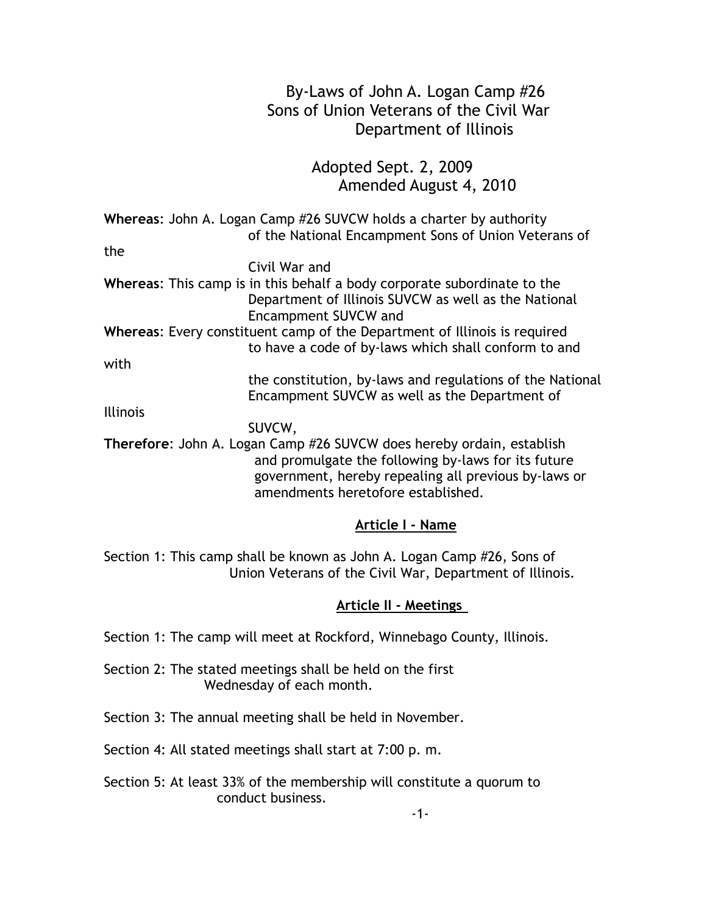# By-Laws of John A. Logan Camp #26
# Sons of Union Veterans of the Civil War
# Department of Illinois

Adopted Sept. 2, 2009
Amended August 4, 2010

**Whereas**: John A. Logan Camp #26 SUVCW holds a charter by authority of the National Encampment Sons of Union Veterans of the Civil War and

**Whereas**: This camp is in this behalf a body corporate subordinate to the Department of Illinois SUVCW as well as the National Encampment SUVCW and

**Whereas**: Every constituent camp of the Department of Illinois is required to have a code of by-laws which shall conform to and with the constitution, by-laws and regulations of the National Encampment SUVCW as well as the Department of Illinois SUVCW,

**Therefore**: John A. Logan Camp #26 SUVCW does hereby ordain, establish and promulgate the following by-laws for its future government, hereby repealing all previous by-laws or amendments heretofore established.

## Article I - Name

Section 1: This camp shall be known as John A. Logan Camp #26, Sons of Union Veterans of the Civil War, Department of Illinois.

## Article II - Meetings

Section 1: The camp will meet at Rockford, Winnebago County, Illinois.

Section 2: The stated meetings shall be held on the first Wednesday of each month.

Section 3: The annual meeting shall be held in November.

Section 4: All stated meetings shall start at 7:00 p. m.

Section 5: At least 33% of the membership will constitute a quorum to conduct business.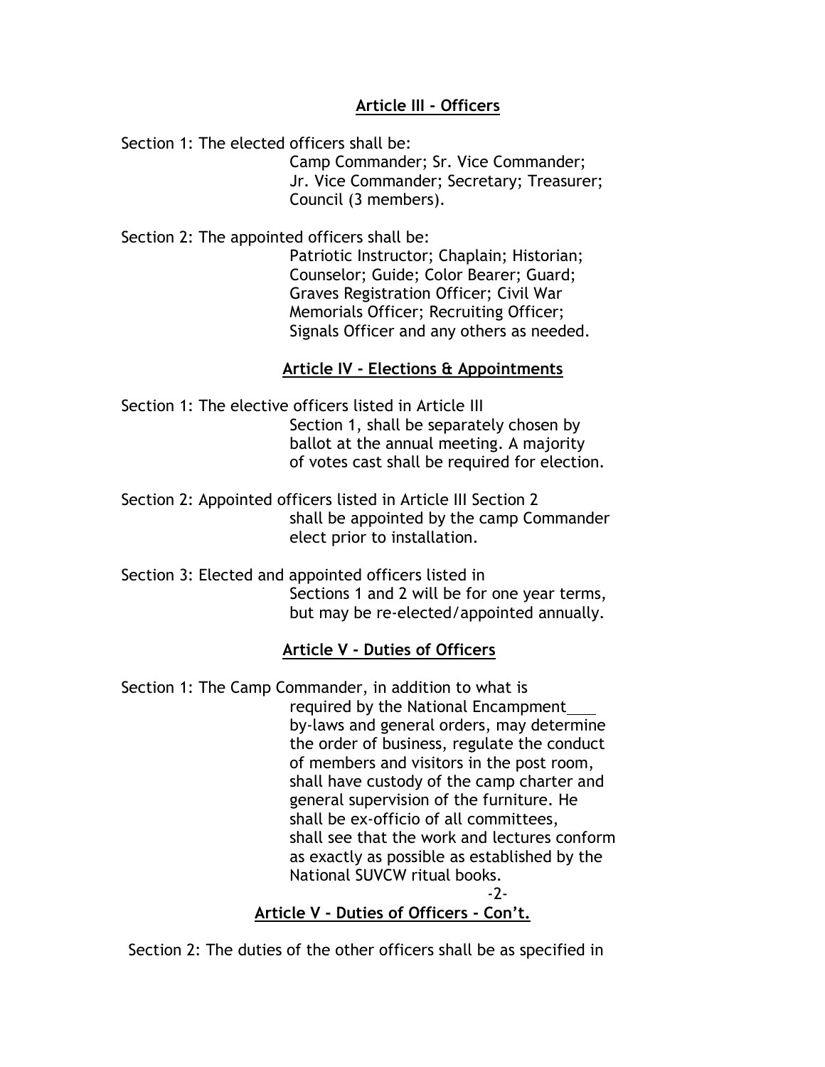## Article III - Officers

Section 1: The elected officers shall be:
Camp Commander; Sr. Vice Commander; Jr. Vice Commander; Secretary; Treasurer; Council (3 members).

Section 2: The appointed officers shall be:
Patriotic Instructor; Chaplain; Historian; Counselor; Guide; Color Bearer; Guard; Graves Registration Officer; Civil War Memorials Officer; Recruiting Officer; Signals Officer and any others as needed.

## Article IV - Elections & Appointments

Section 1: The elective officers listed in Article III Section 1, shall be separately chosen by ballot at the annual meeting. A majority of votes cast shall be required for election.

Section 2: Appointed officers listed in Article III Section 2 shall be appointed by the camp Commander elect prior to installation.

Section 3: Elected and appointed officers listed in Sections 1 and 2 will be for one year terms, but may be re-elected/appointed annually.

## Article V - Duties of Officers

Section 1: The Camp Commander, in addition to what is required by the National Encampment\_\_\_\_ by-laws and general orders, may determine the order of business, regulate the conduct of members and visitors in the post room, shall have custody of the camp charter and general supervision of the furniture. He shall be ex-officio of all committees, shall see that the work and lectures conform as exactly as possible as established by the National SUVCW ritual books.

## Article V - Duties of Officers - Con't.

Section 2: The duties of the other officers shall be as specified in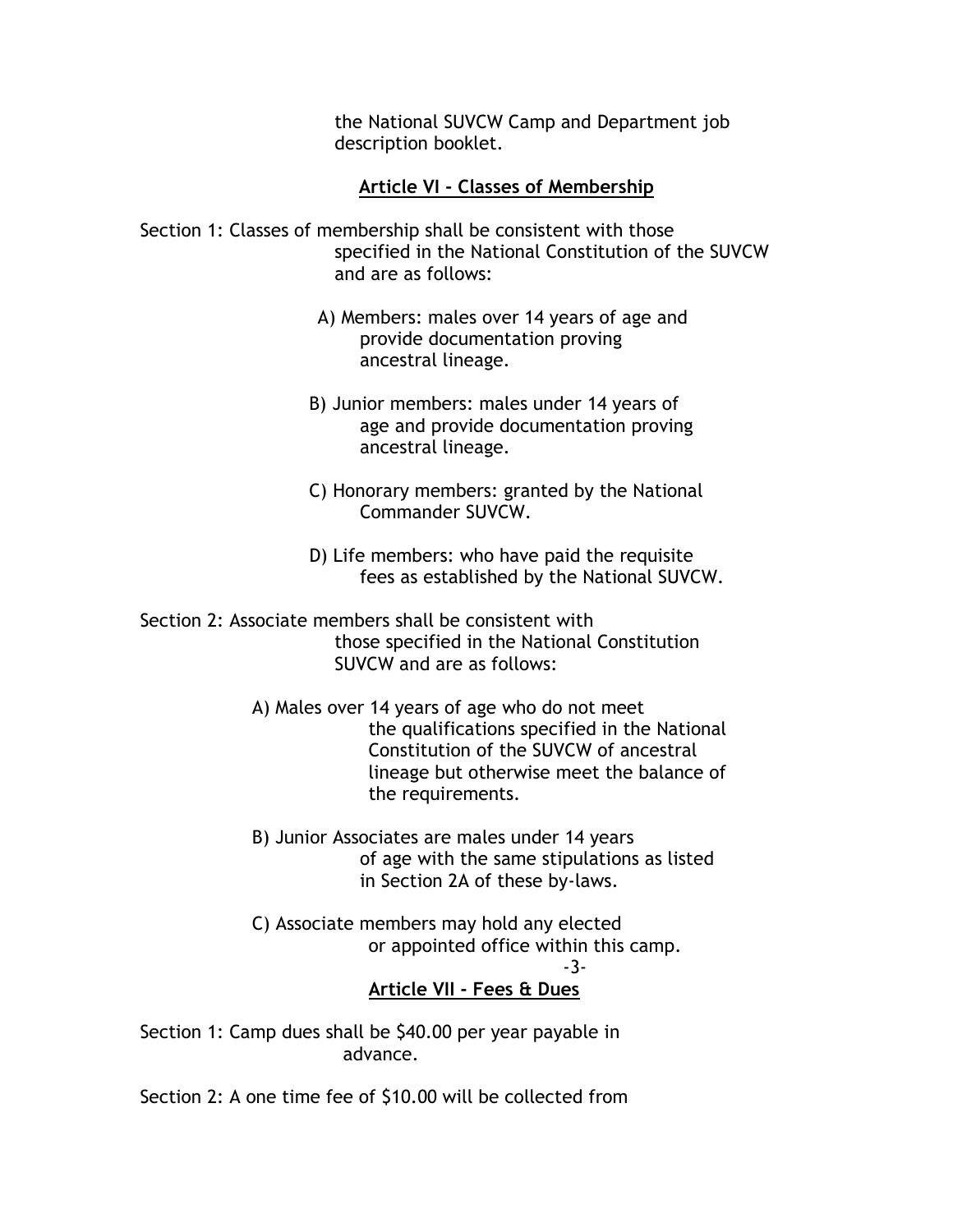the National SUVCW Camp and Department job description booklet.

## Article VI - Classes of Membership

Section 1: Classes of membership shall be consistent with those specified in the National Constitution of the SUVCW and are as follows:

A) Members: males over 14 years of age and provide documentation proving ancestral lineage.

B) Junior members: males under 14 years of age and provide documentation proving ancestral lineage.

C) Honorary members: granted by the National Commander SUVCW.

D) Life members: who have paid the requisite fees as established by the National SUVCW.

Section 2: Associate members shall be consistent with those specified in the National Constitution SUVCW and are as follows:

A) Males over 14 years of age who do not meet the qualifications specified in the National Constitution of the SUVCW of ancestral lineage but otherwise meet the balance of the requirements.

B) Junior Associates are males under 14 years of age with the same stipulations as listed in Section 2A of these by-laws.

C) Associate members may hold any elected or appointed office within this camp.

## Article VII - Fees & Dues

Section 1: Camp dues shall be $40.00 per year payable in advance.

Section 2: A one time fee of $10.00 will be collected from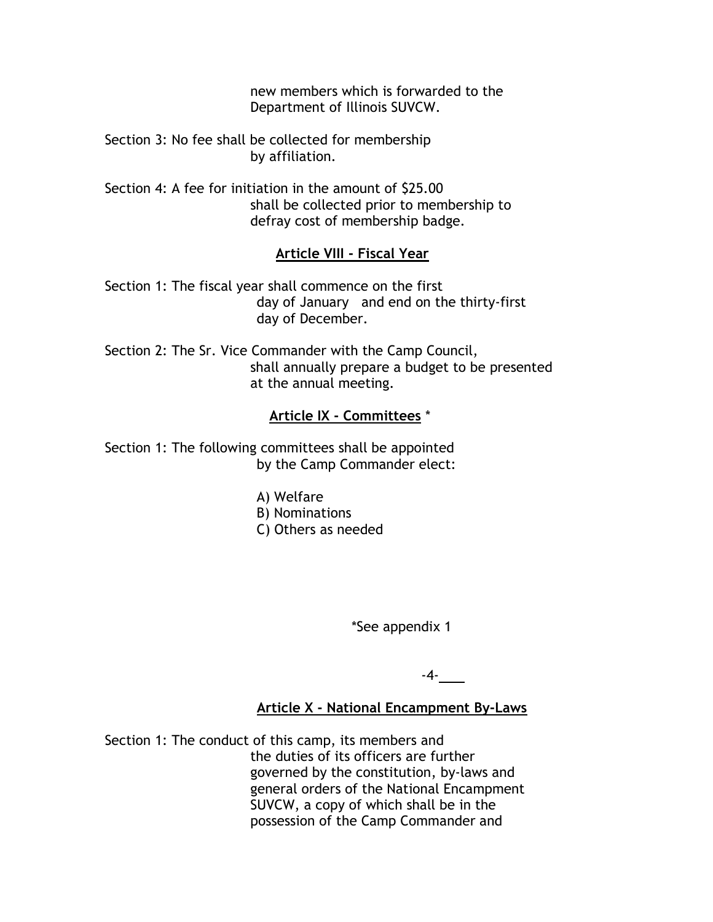new members which is forwarded to the Department of Illinois SUVCW.

Section 3: No fee shall be collected for membership by affiliation.

Section 4: A fee for initiation in the amount of $25.00 shall be collected prior to membership to defray cost of membership badge.

## Article VIII - Fiscal Year

Section 1: The fiscal year shall commence on the first day of January and end on the thirty-first day of December.

Section 2: The Sr. Vice Commander with the Camp Council, shall annually prepare a budget to be presented at the annual meeting.

## Article IX - Committees *

Section 1: The following committees shall be appointed by the Camp Commander elect:

A) Welfare
B) Nominations
C) Others as needed

*See appendix 1

## Article X - National Encampment By-Laws

Section 1: The conduct of this camp, its members and the duties of its officers are further governed by the constitution, by-laws and general orders of the National Encampment SUVCW, a copy of which shall be in the possession of the Camp Commander and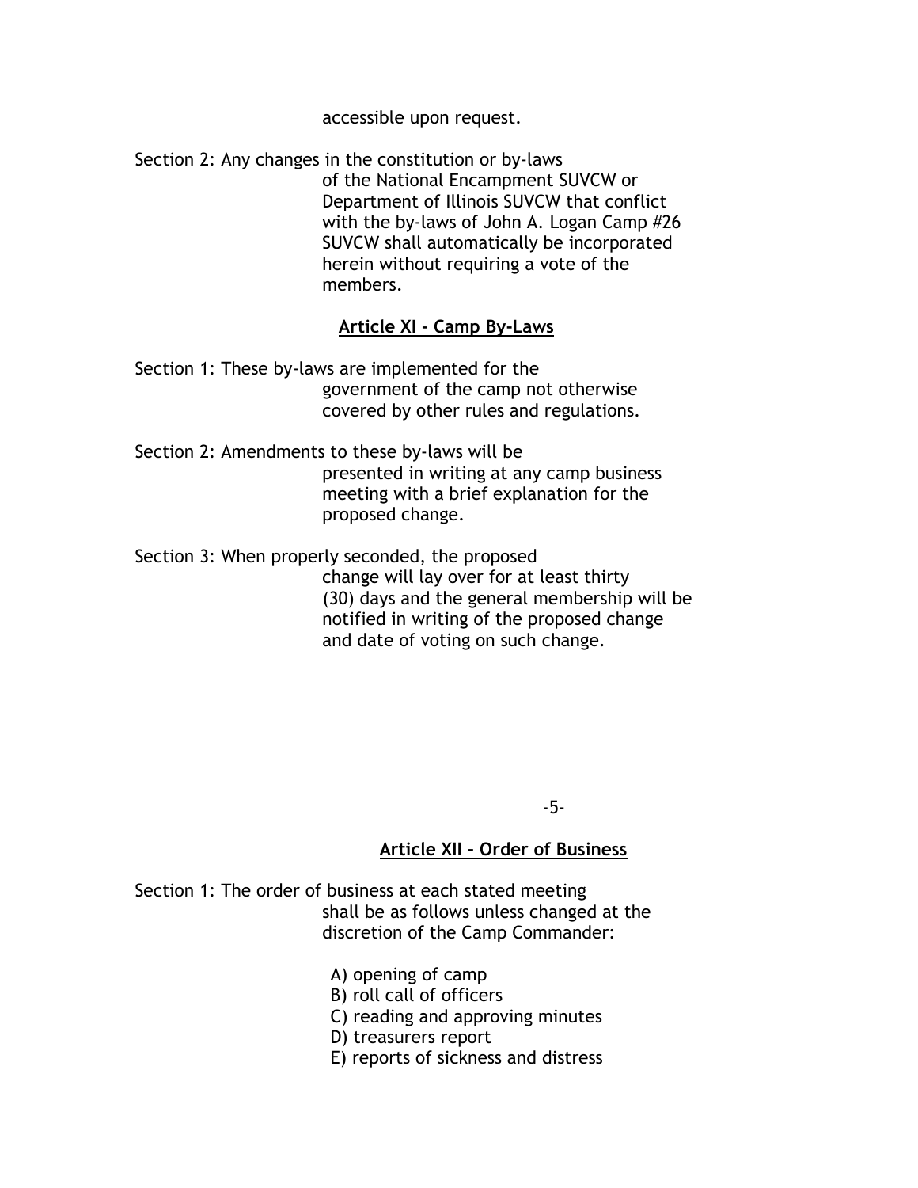accessible upon request.

Section 2: Any changes in the constitution or by-laws of the National Encampment SUVCW or Department of Illinois SUVCW that conflict with the by-laws of John A. Logan Camp #26 SUVCW shall automatically be incorporated herein without requiring a vote of the members.

## Article XI - Camp By-Laws

Section 1: These by-laws are implemented for the government of the camp not otherwise covered by other rules and regulations.

Section 2: Amendments to these by-laws will be presented in writing at any camp business meeting with a brief explanation for the proposed change.

Section 3: When properly seconded, the proposed change will lay over for at least thirty (30) days and the general membership will be notified in writing of the proposed change and date of voting on such change.

## Article XII - Order of Business

Section 1: The order of business at each stated meeting shall be as follows unless changed at the discretion of the Camp Commander:

A) opening of camp
B) roll call of officers
C) reading and approving minutes
D) treasurers report
E) reports of sickness and distress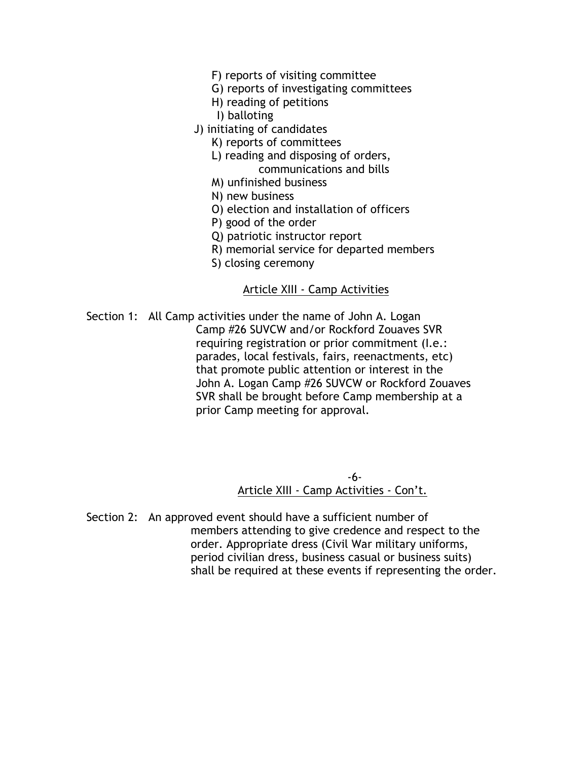F) reports of visiting committee
G) reports of investigating committees
H) reading of petitions
I) balloting
J) initiating of candidates
K) reports of committees
L) reading and disposing of orders, communications and bills
M) unfinished business
N) new business
O) election and installation of officers
P) good of the order
Q) patriotic instructor report
R) memorial service for departed members
S) closing ceremony

## Article XIII - Camp Activities

Section 1: All Camp activities under the name of John A. Logan Camp #26 SUVCW and/or Rockford Zouaves SVR requiring registration or prior commitment (I.e.: parades, local festivals, fairs, reenactments, etc) that promote public attention or interest in the John A. Logan Camp #26 SUVCW or Rockford Zouaves SVR shall be brought before Camp membership at a prior Camp meeting for approval.

## Article XIII - Camp Activities - Con't.

Section 2: An approved event should have a sufficient number of members attending to give credence and respect to the order. Appropriate dress (Civil War military uniforms, period civilian dress, business casual or business suits) shall be required at these events if representing the order.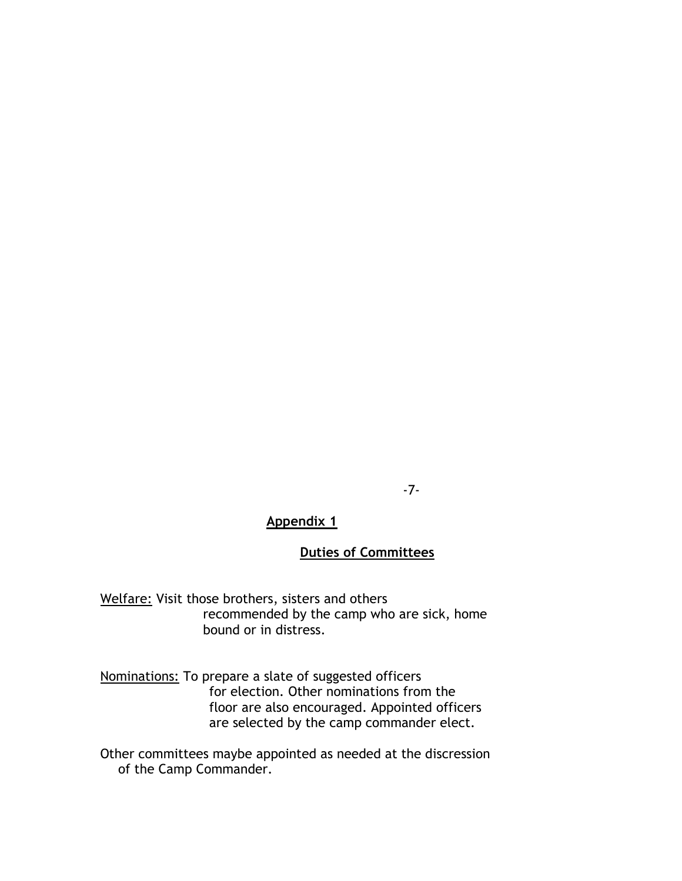## Appendix 1

### Duties of Committees

Welfare: Visit those brothers, sisters and others recommended by the camp who are sick, home bound or in distress.

Nominations: To prepare a slate of suggested officers for election. Other nominations from the floor are also encouraged. Appointed officers are selected by the camp commander elect.

Other committees maybe appointed as needed at the discression of the Camp Commander.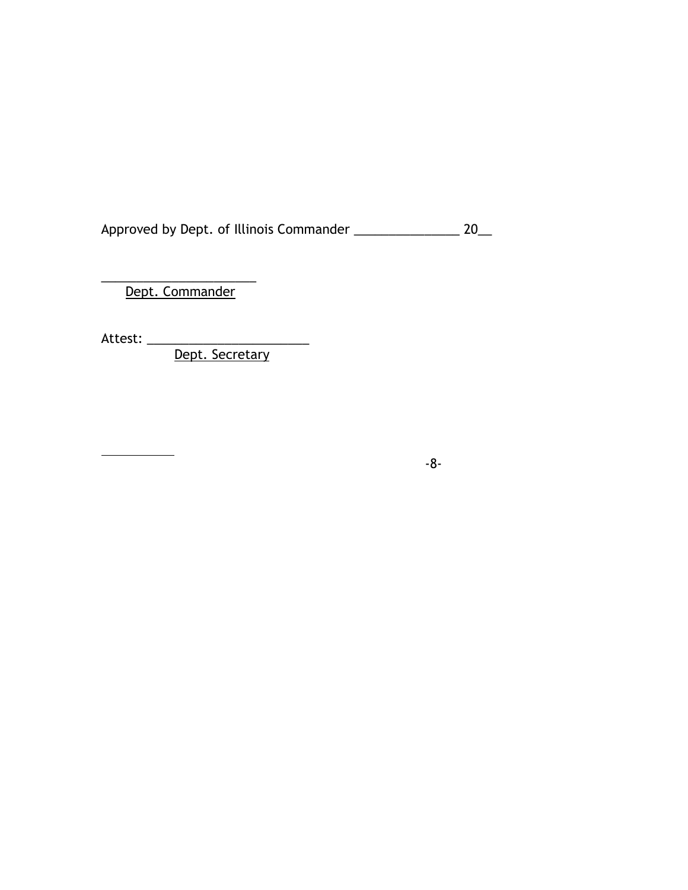Approved by Dept. of Illinois Commander _______________ 20__

______________________
Dept. Commander

Attest: ________________________
Dept. Secretary